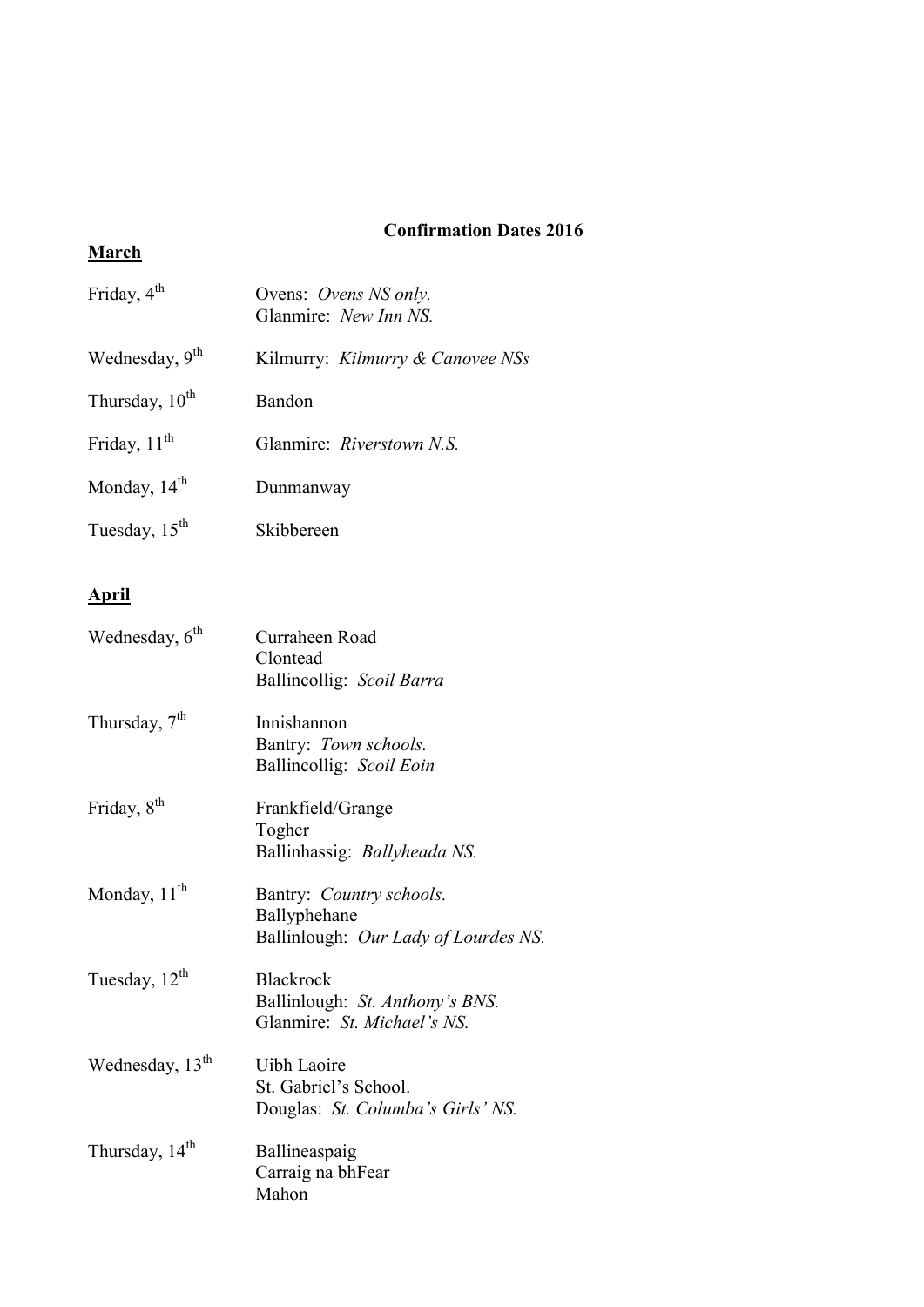# Confirmation Dates 2016

## March

Friday, 4th — Ovens: *Ovens NS only.*
Glanmire: *New Inn NS.*

Wednesday, 9th — Kilmurry: *Kilmurry & Canovee NSs*

Thursday, 10th — Bandon

Friday, 11th — Glanmire: *Riverstown N.S.*

Monday, 14th — Dunmanway

Tuesday, 15th — Skibbereen

## April

Wednesday, 6th — Curraheen Road
Clontead
Ballincollig: *Scoil Barra*

Thursday, 7th — Innishannon
Bantry: *Town schools.*
Ballincollig: *Scoil Eoin*

Friday, 8th — Frankfield/Grange
Togher
Ballinhassig: *Ballyheada NS.*

Monday, 11th — Bantry: *Country schools.*
Ballyphehane
Ballinlough: *Our Lady of Lourdes NS.*

Tuesday, 12th — Blackrock
Ballinlough: *St. Anthony's BNS.*
Glanmire: *St. Michael's NS.*

Wednesday, 13th — Uibh Laoire
St. Gabriel's School.
Douglas: *St. Columba's Girls' NS.*

Thursday, 14th — Ballineaspaig
Carraig na bhFear
Mahon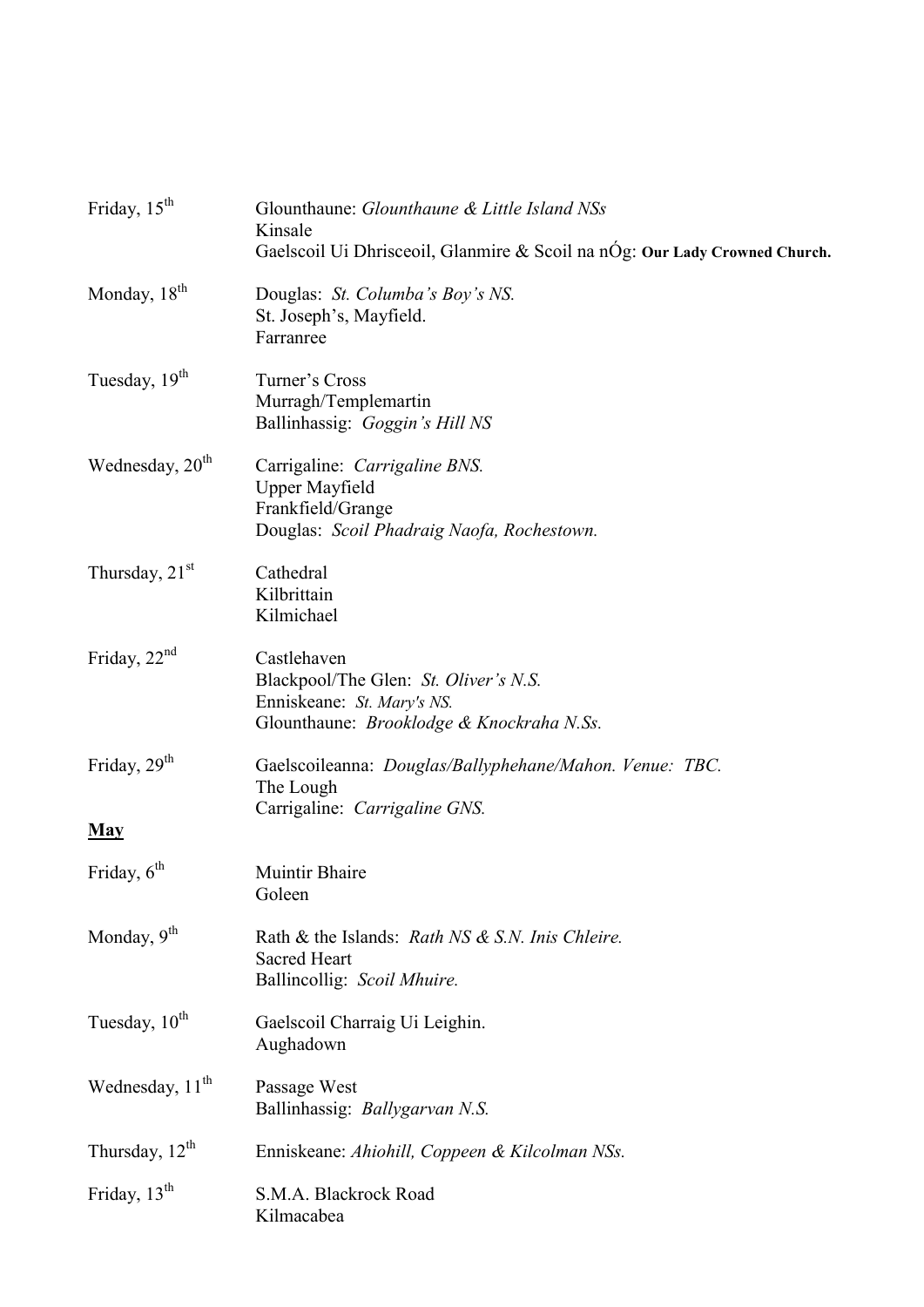Friday, 15th — Glounthaune: *Glounthaune & Little Island NSs*
Kinsale
Gaelscoil Ui Dhrisceoil, Glanmire & Scoil na nÓg: **Our Lady Crowned Church.**

Monday, 18th — Douglas: *St. Columba's Boy's NS.*
St. Joseph's, Mayfield.
Farranree

Tuesday, 19th — Turner's Cross
Murragh/Templemartin
Ballinhassig: *Goggin's Hill NS*

Wednesday, 20th — Carrigaline: *Carrigaline BNS.*
Upper Mayfield
Frankfield/Grange
Douglas: *Scoil Phadraig Naofa, Rochestown.*

Thursday, 21st — Cathedral
Kilbrittain
Kilmichael

Friday, 22nd — Castlehaven
Blackpool/The Glen: *St. Oliver's N.S.*
Enniskeane: *St. Mary's NS.*
Glounthaune: *Brooklodge & Knockraha N.Ss.*

Friday, 29th — Gaelscoileanna: *Douglas/Ballyphehane/Mahon. Venue: TBC.*
The Lough
Carrigaline: *Carrigaline GNS.*

**May**

Friday, 6th — Muintir Bhaire
Goleen

Monday, 9th — Rath & the Islands: *Rath NS & S.N. Inis Chleire.*
Sacred Heart
Ballincollig: *Scoil Mhuire.*

Tuesday, 10th — Gaelscoil Charraig Ui Leighin.
Aughadown

Wednesday, 11th — Passage West
Ballinhassig: *Ballygarvan N.S.*

Thursday, 12th — Enniskeane: *Ahiohill, Coppeen & Kilcolman NSs.*

Friday, 13th — S.M.A. Blackrock Road
Kilmacabea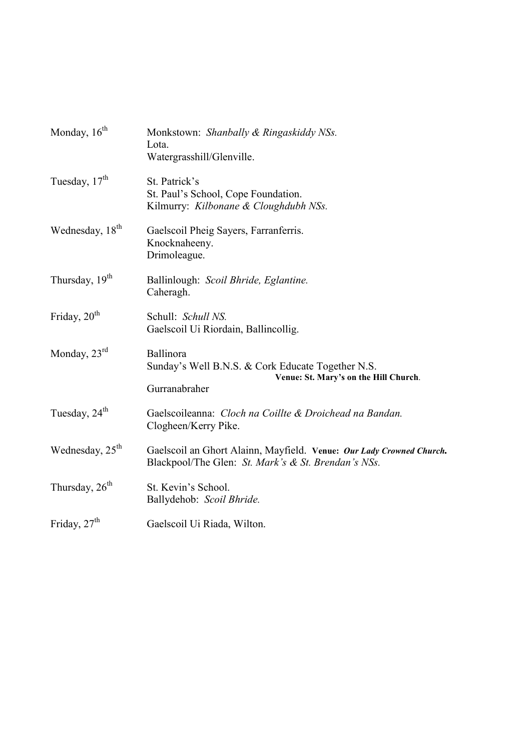| | |
|---|---|
| Monday, 16th | Monkstown: *Shanbally & Ringaskiddy NSs.*<br>Lota.<br>Watergrasshill/Glenville. |
| Tuesday, 17th | St. Patrick's<br>St. Paul's School, Cope Foundation.<br>Kilmurry: *Kilbonane & Cloughdubh NSs.* |
| Wednesday, 18th | Gaelscoil Pheig Sayers, Farranferris.<br>Knocknaheeny.<br>Drimoleague. |
| Thursday, 19th | Ballinlough: *Scoil Bhride, Eglantine.*<br>Caheragh. |
| Friday, 20th | Schull: *Schull NS.*<br>Gaelscoil Ui Riordain, Ballincollig. |
| Monday, 23rd | Ballinora<br>Sunday's Well B.N.S. & Cork Educate Together N.S.<br>**Venue: St. Mary's on the Hill Church**.<br>Gurranabraher |
| Tuesday, 24th | Gaelscoileanna: *Cloch na Coillte & Droichead na Bandan.*<br>Clogheen/Kerry Pike. |
| Wednesday, 25th | Gaelscoil an Ghort Alainn, Mayfield. **Venue: *Our Lady Crowned Church.***<br>Blackpool/The Glen: *St. Mark's & St. Brendan's NSs.* |
| Thursday, 26th | St. Kevin's School.<br>Ballydehob: *Scoil Bhride.* |
| Friday, 27th | Gaelscoil Ui Riada, Wilton. |